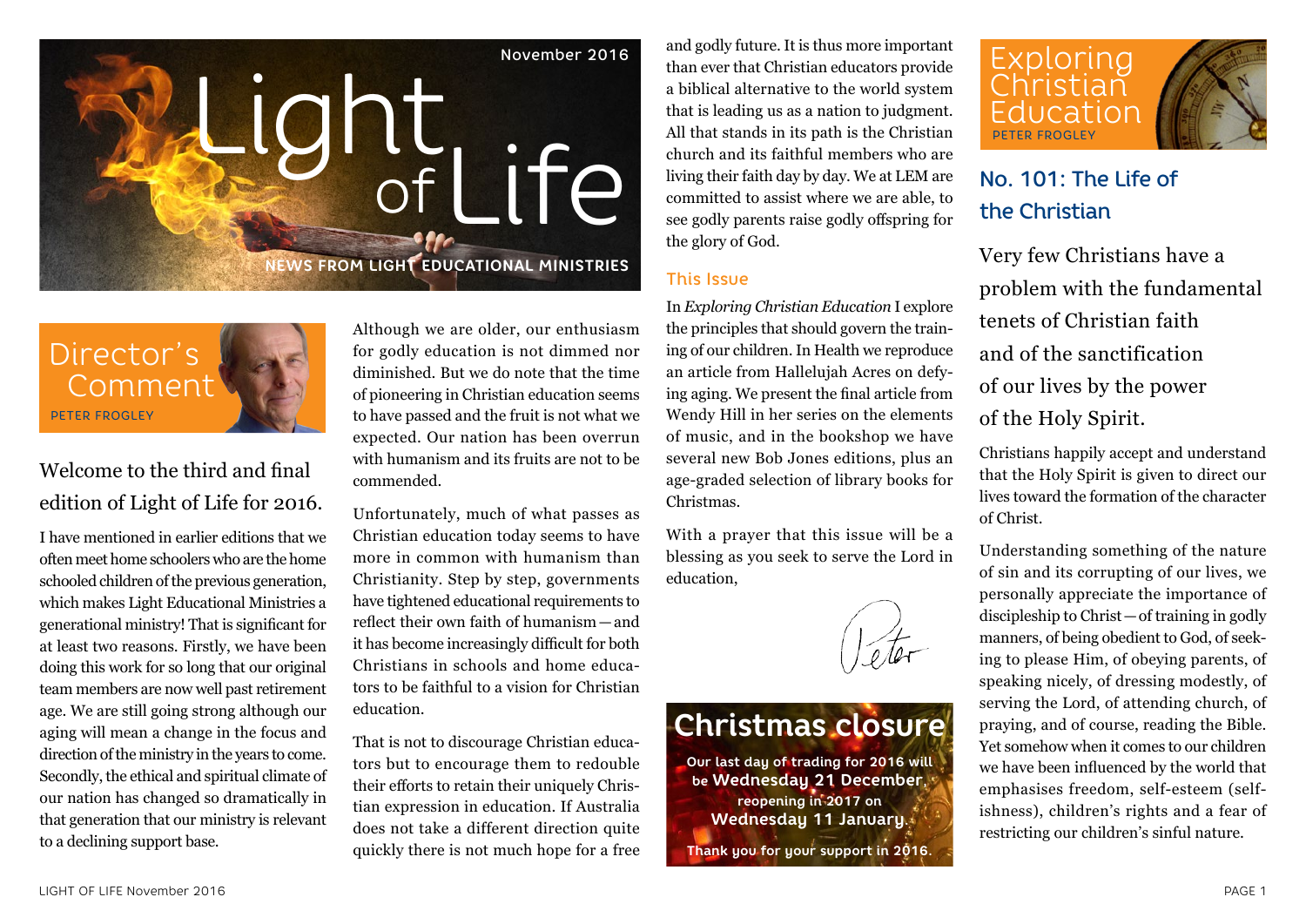# Light of Life

November 2016

NEWS FROM LIGHT EDUCATIONAL MINISTRIES

## Director's Comment

PETER FROGLEY

Welcome to the third and final edition of Light of Life for 2016.

I have mentioned in earlier editions that we often meet home schoolers who are the home schooled children of the previous generation, which makes Light Educational Ministries a generational ministry! That is significant for at least two reasons. Firstly, we have been doing this work for so long that our original team members are now well past retirement age. We are still going strong although our aging will mean a change in the focus and direction of the ministry in the years to come. Secondly, the ethical and spiritual climate of our nation has changed so dramatically in that generation that our ministry is relevant to a declining support base.

Although we are older, our enthusiasm for godly education is not dimmed nor diminished. But we do note that the time of pioneering in Christian education seems to have passed and the fruit is not what we expected. Our nation has been overrun with humanism and its fruits are not to be commended.

Unfortunately, much of what passes as Christian education today seems to have more in common with humanism than Christianity. Step by step, governments have tightened educational requirements to reflect their own faith of humanism—and it has become increasingly difficult for both Christians in schools and home educators to be faithful to a vision for Christian education.

That is not to discourage Christian educators but to encourage them to redouble their efforts to retain their uniquely Christian expression in education. If Australia does not take a different direction quite quickly there is not much hope for a free and godly future. It is thus more important than ever that Christian educators provide a biblical alternative to the world system that is leading us as a nation to judgment. All that stands in its path is the Christian church and its faithful members who are living their faith day by day. We at LEM are committed to assist where we are able, to see godly parents raise godly offspring for the glory of God.

### This Issue

In *Exploring Christian Education* I explore the principles that should govern the training of our children. In Health we reproduce an article from Hallelujah Acres on defying aging. We present the final article from Wendy Hill in her series on the elements of music, and in the bookshop we have several new Bob Jones editions, plus an age-graded selection of library books for Christmas.

With a prayer that this issue will be a blessing as you seek to serve the Lord in education,

Peter

## Christmas closure

Our last day of trading for 2016 will be **Wednesday 21 December**, reopening in 2017 on **Wednesday 11 January**.

Thank you for your support in 2016.

## Exploring Christian Education

PETER FROGLEY

### No. 101: The Life of the Christian

Very few Christians have a problem with the fundamental tenets of Christian faith and of the sanctification of our lives by the power of the Holy Spirit.

Christians happily accept and understand that the Holy Spirit is given to direct our lives toward the formation of the character of Christ.

Understanding something of the nature of sin and its corrupting of our lives, we personally appreciate the importance of discipleship to Christ—of training in godly manners, of being obedient to God, of seeking to please Him, of obeying parents, of speaking nicely, of dressing modestly, of serving the Lord, of attending church, of praying, and of course, reading the Bible. Yet somehow when it comes to our children we have been influenced by the world that emphasises freedom, self-esteem (selfishness), children's rights and a fear of restricting our children's sinful nature.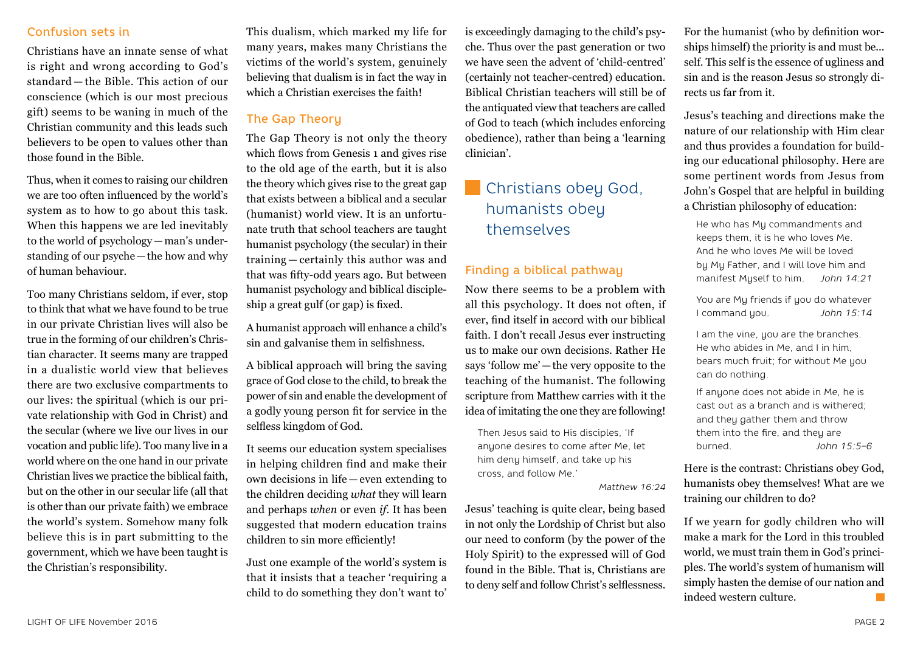## Confusion sets in

Christians have an innate sense of what is right and wrong according to God's standard — the Bible. This action of our conscience (which is our most precious gift) seems to be waning in much of the Christian community and this leads such believers to be open to values other than those found in the Bible.

Thus, when it comes to raising our children we are too often influenced by the world's system as to how to go about this task. When this happens we are led inevitably to the world of psychology — man's understanding of our psyche — the how and why of human behaviour.

Too many Christians seldom, if ever, stop to think that what we have found to be true in our private Christian lives will also be true in the forming of our children's Christian character. It seems many are trapped in a dualistic world view that believes there are two exclusive compartments to our lives: the spiritual (which is our private relationship with God in Christ) and the secular (where we live our lives in our vocation and public life). Too many live in a world where on the one hand in our private Christian lives we practice the biblical faith, but on the other in our secular life (all that is other than our private faith) we embrace the world's system. Somehow many folk believe this is in part submitting to the government, which we have been taught is the Christian's responsibility.

This dualism, which marked my life for many years, makes many Christians the victims of the world's system, genuinely believing that dualism is in fact the way in which a Christian exercises the faith!

## The Gap Theory

The Gap Theory is not only the theory which flows from Genesis 1 and gives rise to the old age of the earth, but it is also the theory which gives rise to the great gap that exists between a biblical and a secular (humanist) world view. It is an unfortunate truth that school teachers are taught humanist psychology (the secular) in their training — certainly this author was and that was fifty-odd years ago. But between humanist psychology and biblical discipleship a great gulf (or gap) is fixed.

A humanist approach will enhance a child's sin and galvanise them in selfishness.

A biblical approach will bring the saving grace of God close to the child, to break the power of sin and enable the development of a godly young person fit for service in the selfless kingdom of God.

It seems our education system specialises in helping children find and make their own decisions in life — even extending to the children deciding *what* they will learn and perhaps *when* or even *if*. It has been suggested that modern education trains children to sin more efficiently!

Just one example of the world's system is that it insists that a teacher 'requiring a child to do something they don't want to' is exceedingly damaging to the child's psyche. Thus over the past generation or two we have seen the advent of 'child-centred' (certainly not teacher-centred) education. Biblical Christian teachers will still be of the antiquated view that teachers are called of God to teach (which includes enforcing obedience), rather than being a 'learning clinician'.

> Christians obey God, humanists obey themselves

## Finding a biblical pathway

Now there seems to be a problem with all this psychology. It does not often, if ever, find itself in accord with our biblical faith. I don't recall Jesus ever instructing us to make our own decisions. Rather He says 'follow me' — the very opposite to the teaching of the humanist. The following scripture from Matthew carries with it the idea of imitating the one they are following!

> Then Jesus said to His disciples, 'If anyone desires to come after Me, let him deny himself, and take up his cross, and follow Me.'
>
> *Matthew 16:24*

Jesus' teaching is quite clear, being based in not only the Lordship of Christ but also our need to conform (by the power of the Holy Spirit) to the expressed will of God found in the Bible. That is, Christians are to deny self and follow Christ's selflessness.

For the humanist (who by definition worships himself) the priority is and must be... self. This self is the essence of ugliness and sin and is the reason Jesus so strongly directs us far from it.

Jesus's teaching and directions make the nature of our relationship with Him clear and thus provides a foundation for building our educational philosophy. Here are some pertinent words from Jesus from John's Gospel that are helpful in building a Christian philosophy of education:

> He who has My commandments and keeps them, it is he who loves Me. And he who loves Me will be loved by My Father, and I will love him and manifest Myself to him. *John 14:21*

> You are My friends if you do whatever I command you. *John 15:14*

> I am the vine, you are the branches. He who abides in Me, and I in him, bears much fruit; for without Me you can do nothing.
>
> If anyone does not abide in Me, he is cast out as a branch and is withered; and they gather them and throw them into the fire, and they are burned. *John 15:5–6*

Here is the contrast: Christians obey God, humanists obey themselves! What are we training our children to do?

If we yearn for godly children who will make a mark for the Lord in this troubled world, we must train them in God's principles. The world's system of humanism will simply hasten the demise of our nation and indeed western culture.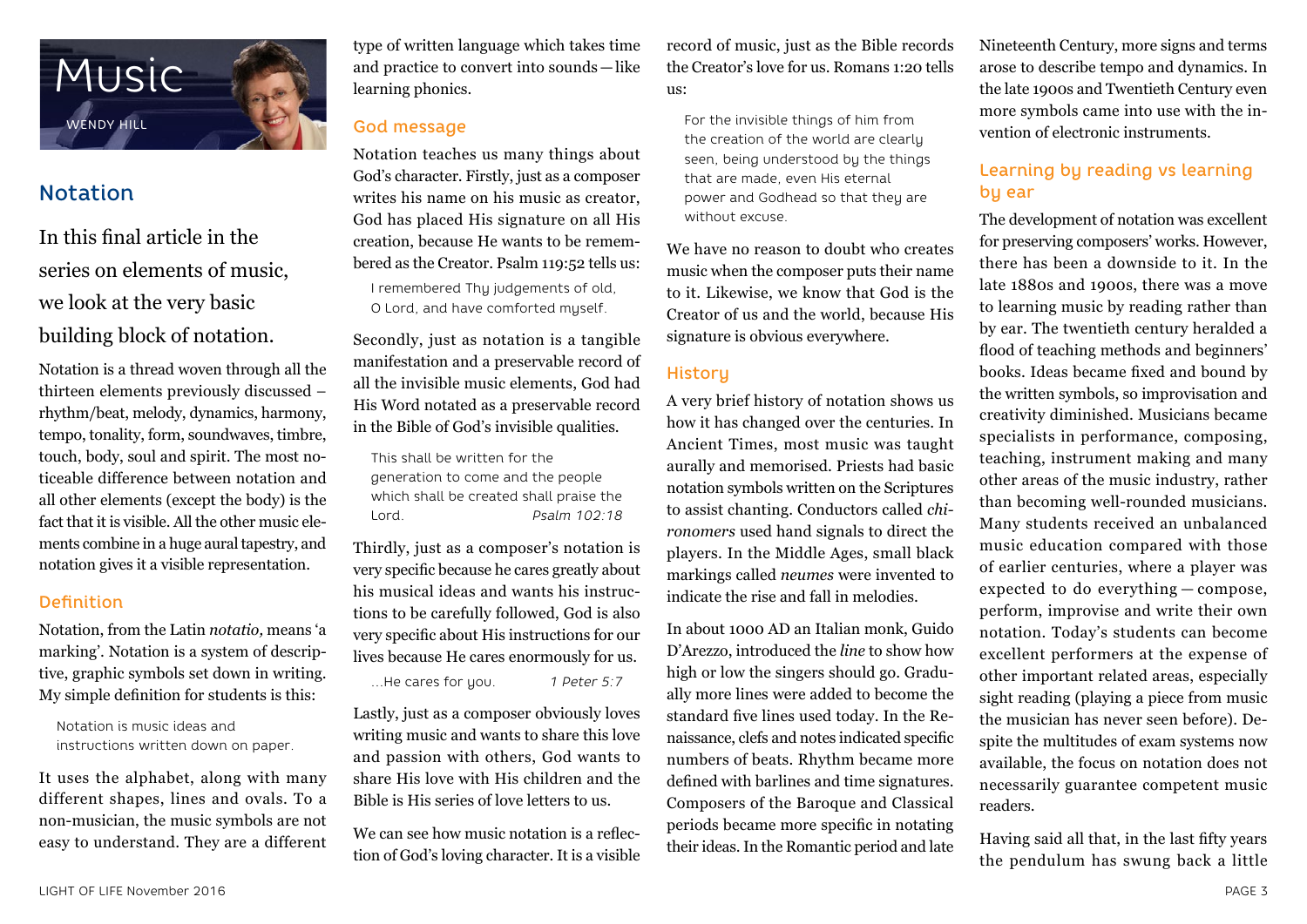# Music

WENDY HILL

## Notation

In this final article in the series on elements of music, we look at the very basic building block of notation.

Notation is a thread woven through all the thirteen elements previously discussed – rhythm/beat, melody, dynamics, harmony, tempo, tonality, form, soundwaves, timbre, touch, body, soul and spirit. The most noticeable difference between notation and all other elements (except the body) is the fact that it is visible. All the other music elements combine in a huge aural tapestry, and notation gives it a visible representation.

### Definition

Notation, from the Latin *notatio,* means 'a marking'. Notation is a system of descriptive, graphic symbols set down in writing. My simple definition for students is this:

> Notation is music ideas and instructions written down on paper.

It uses the alphabet, along with many different shapes, lines and ovals. To a non-musician, the music symbols are not easy to understand. They are a different type of written language which takes time and practice to convert into sounds — like learning phonics.

### God message

Notation teaches us many things about God's character. Firstly, just as a composer writes his name on his music as creator, God has placed His signature on all His creation, because He wants to be remembered as the Creator. Psalm 119:52 tells us:

> I remembered Thy judgements of old, O Lord, and have comforted myself.

Secondly, just as notation is a tangible manifestation and a preservable record of all the invisible music elements, God had His Word notated as a preservable record in the Bible of God's invisible qualities.

> This shall be written for the generation to come and the people which shall be created shall praise the Lord. *Psalm 102:18*

Thirdly, just as a composer's notation is very specific because he cares greatly about his musical ideas and wants his instructions to be carefully followed, God is also very specific about His instructions for our lives because He cares enormously for us.

> ...He cares for you. *1 Peter 5:7*

Lastly, just as a composer obviously loves writing music and wants to share this love and passion with others, God wants to share His love with His children and the Bible is His series of love letters to us.

We can see how music notation is a reflection of God's loving character. It is a visible record of music, just as the Bible records the Creator's love for us. Romans 1:20 tells us:

> For the invisible things of him from the creation of the world are clearly seen, being understood by the things that are made, even His eternal power and Godhead so that they are without excuse.

We have no reason to doubt who creates music when the composer puts their name to it. Likewise, we know that God is the Creator of us and the world, because His signature is obvious everywhere.

### History

A very brief history of notation shows us how it has changed over the centuries. In Ancient Times, most music was taught aurally and memorised. Priests had basic notation symbols written on the Scriptures to assist chanting. Conductors called *chironomers* used hand signals to direct the players. In the Middle Ages, small black markings called *neumes* were invented to indicate the rise and fall in melodies.

In about 1000 AD an Italian monk, Guido D'Arezzo, introduced the *line* to show how high or low the singers should go. Gradually more lines were added to become the standard five lines used today. In the Renaissance, clefs and notes indicated specific numbers of beats. Rhythm became more defined with barlines and time signatures. Composers of the Baroque and Classical periods became more specific in notating their ideas. In the Romantic period and late Nineteenth Century, more signs and terms arose to describe tempo and dynamics. In the late 1900s and Twentieth Century even more symbols came into use with the invention of electronic instruments.

### Learning by reading vs learning by ear

The development of notation was excellent for preserving composers' works. However, there has been a downside to it. In the late 1880s and 1900s, there was a move to learning music by reading rather than by ear. The twentieth century heralded a flood of teaching methods and beginners' books. Ideas became fixed and bound by the written symbols, so improvisation and creativity diminished. Musicians became specialists in performance, composing, teaching, instrument making and many other areas of the music industry, rather than becoming well-rounded musicians. Many students received an unbalanced music education compared with those of earlier centuries, where a player was expected to do everything — compose, perform, improvise and write their own notation. Today's students can become excellent performers at the expense of other important related areas, especially sight reading (playing a piece from music the musician has never seen before). Despite the multitudes of exam systems now available, the focus on notation does not necessarily guarantee competent music readers.

Having said all that, in the last fifty years the pendulum has swung back a little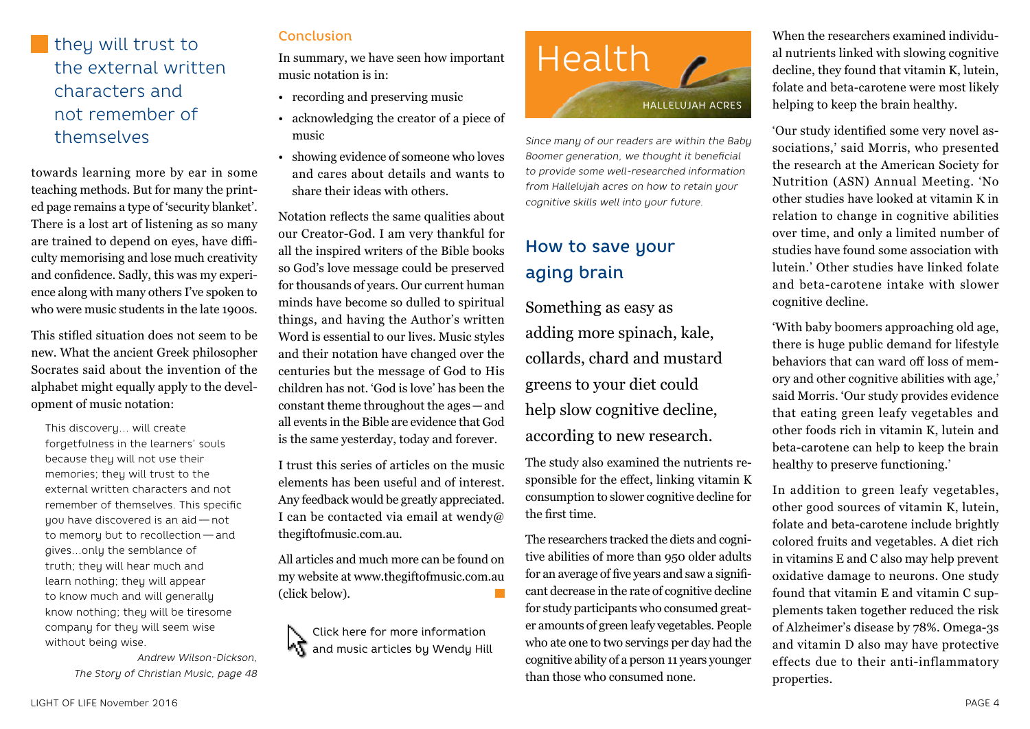> they will trust to the external written characters and not remember of themselves

towards learning more by ear in some teaching methods. But for many the printed page remains a type of 'security blanket'. There is a lost art of listening as so many are trained to depend on eyes, have difficulty memorising and lose much creativity and confidence. Sadly, this was my experience along with many others I've spoken to who were music students in the late 1900s.

This stifled situation does not seem to be new. What the ancient Greek philosopher Socrates said about the invention of the alphabet might equally apply to the development of music notation:

> This discovery... will create forgetfulness in the learners' souls because they will not use their memories; they will trust to the external written characters and not remember of themselves. This specific you have discovered is an aid — not to memory but to recollection — and gives...only the semblance of truth; they will hear much and learn nothing; they will appear to know much and will generally know nothing; they will be tiresome company for they will seem wise without being wise.
>
> *Andrew Wilson-Dickson, The Story of Christian Music, page 48*

### Conclusion

In summary, we have seen how important music notation is in:

- recording and preserving music
- acknowledging the creator of a piece of music
- showing evidence of someone who loves and cares about details and wants to share their ideas with others.

Notation reflects the same qualities about our Creator-God. I am very thankful for all the inspired writers of the Bible books so God's love message could be preserved for thousands of years. Our current human minds have become so dulled to spiritual things, and having the Author's written Word is essential to our lives. Music styles and their notation have changed over the centuries but the message of God to His children has not. 'God is love' has been the constant theme throughout the ages — and all events in the Bible are evidence that God is the same yesterday, today and forever.

I trust this series of articles on the music elements has been useful and of interest. Any feedback would be greatly appreciated. I can be contacted via email at wendy@thegiftofmusic.com.au.

All articles and much more can be found on my website at www.thegiftofmusic.com.au (click below).

Click here for more information and music articles by Wendy Hill

# Health

HALLELUJAH ACRES

*Since many of our readers are within the Baby Boomer generation, we thought it beneficial to provide some well-researched information from Hallelujah acres on how to retain your cognitive skills well into your future.*

## How to save your aging brain

Something as easy as adding more spinach, kale, collards, chard and mustard greens to your diet could help slow cognitive decline, according to new research.

The study also examined the nutrients responsible for the effect, linking vitamin K consumption to slower cognitive decline for the first time.

The researchers tracked the diets and cognitive abilities of more than 950 older adults for an average of five years and saw a significant decrease in the rate of cognitive decline for study participants who consumed greater amounts of green leafy vegetables. People who ate one to two servings per day had the cognitive ability of a person 11 years younger than those who consumed none.

When the researchers examined individual nutrients linked with slowing cognitive decline, they found that vitamin K, lutein, folate and beta-carotene were most likely helping to keep the brain healthy.

'Our study identified some very novel associations,' said Morris, who presented the research at the American Society for Nutrition (ASN) Annual Meeting. 'No other studies have looked at vitamin K in relation to change in cognitive abilities over time, and only a limited number of studies have found some association with lutein.' Other studies have linked folate and beta-carotene intake with slower cognitive decline.

'With baby boomers approaching old age, there is huge public demand for lifestyle behaviors that can ward off loss of memory and other cognitive abilities with age,' said Morris. 'Our study provides evidence that eating green leafy vegetables and other foods rich in vitamin K, lutein and beta-carotene can help to keep the brain healthy to preserve functioning.'

In addition to green leafy vegetables, other good sources of vitamin K, lutein, folate and beta-carotene include brightly colored fruits and vegetables. A diet rich in vitamins E and C also may help prevent oxidative damage to neurons. One study found that vitamin E and vitamin C supplements taken together reduced the risk of Alzheimer's disease by 78%. Omega-3s and vitamin D also may have protective effects due to their anti-inflammatory properties.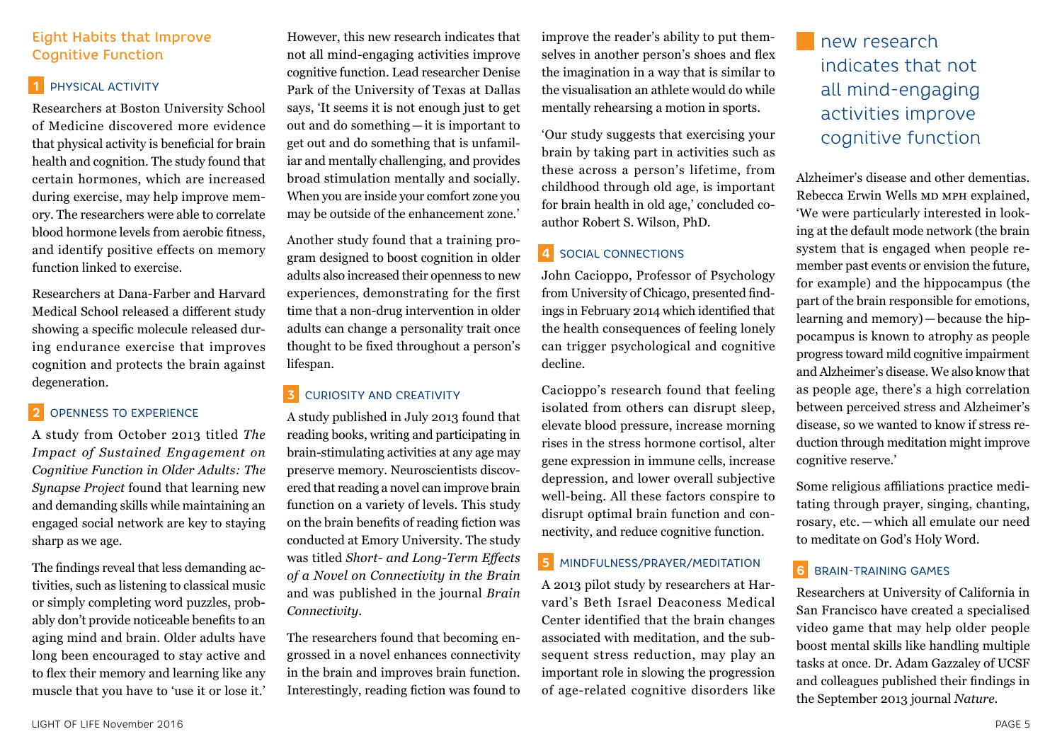## Eight Habits that Improve Cognitive Function

### 1 PHYSICAL ACTIVITY

Researchers at Boston University School of Medicine discovered more evidence that physical activity is beneficial for brain health and cognition. The study found that certain hormones, which are increased during exercise, may help improve memory. The researchers were able to correlate blood hormone levels from aerobic fitness, and identify positive effects on memory function linked to exercise.

Researchers at Dana-Farber and Harvard Medical School released a different study showing a specific molecule released during endurance exercise that improves cognition and protects the brain against degeneration.

### 2 OPENNESS TO EXPERIENCE

A study from October 2013 titled *The Impact of Sustained Engagement on Cognitive Function in Older Adults: The Synapse Project* found that learning new and demanding skills while maintaining an engaged social network are key to staying sharp as we age.

The findings reveal that less demanding activities, such as listening to classical music or simply completing word puzzles, probably don't provide noticeable benefits to an aging mind and brain. Older adults have long been encouraged to stay active and to flex their memory and learning like any muscle that you have to 'use it or lose it.' However, this new research indicates that not all mind-engaging activities improve cognitive function. Lead researcher Denise Park of the University of Texas at Dallas says, 'It seems it is not enough just to get out and do something—it is important to get out and do something that is unfamiliar and mentally challenging, and provides broad stimulation mentally and socially. When you are inside your comfort zone you may be outside of the enhancement zone.'

Another study found that a training program designed to boost cognition in older adults also increased their openness to new experiences, demonstrating for the first time that a non-drug intervention in older adults can change a personality trait once thought to be fixed throughout a person's lifespan.

### 3 CURIOSITY AND CREATIVITY

A study published in July 2013 found that reading books, writing and participating in brain-stimulating activities at any age may preserve memory. Neuroscientists discovered that reading a novel can improve brain function on a variety of levels. This study on the brain benefits of reading fiction was conducted at Emory University. The study was titled *Short- and Long-Term Effects of a Novel on Connectivity in the Brain* and was published in the journal *Brain Connectivity*.

The researchers found that becoming engrossed in a novel enhances connectivity in the brain and improves brain function. Interestingly, reading fiction was found to improve the reader's ability to put themselves in another person's shoes and flex the imagination in a way that is similar to the visualisation an athlete would do while mentally rehearsing a motion in sports.

'Our study suggests that exercising your brain by taking part in activities such as these across a person's lifetime, from childhood through old age, is important for brain health in old age,' concluded co-author Robert S. Wilson, PhD.

### 4 SOCIAL CONNECTIONS

John Cacioppo, Professor of Psychology from University of Chicago, presented findings in February 2014 which identified that the health consequences of feeling lonely can trigger psychological and cognitive decline.

Cacioppo's research found that feeling isolated from others can disrupt sleep, elevate blood pressure, increase morning rises in the stress hormone cortisol, alter gene expression in immune cells, increase depression, and lower overall subjective well-being. All these factors conspire to disrupt optimal brain function and connectivity, and reduce cognitive function.

### 5 MINDFULNESS/PRAYER/MEDITATION

A 2013 pilot study by researchers at Harvard's Beth Israel Deaconess Medical Center identified that the brain changes associated with meditation, and the subsequent stress reduction, may play an important role in slowing the progression of age-related cognitive disorders like Alzheimer's disease and other dementias. Rebecca Erwin Wells MD MPH explained, 'We were particularly interested in looking at the default mode network (the brain system that is engaged when people remember past events or envision the future, for example) and the hippocampus (the part of the brain responsible for emotions, learning and memory)—because the hippocampus is known to atrophy as people progress toward mild cognitive impairment and Alzheimer's disease. We also know that as people age, there's a high correlation between perceived stress and Alzheimer's disease, so we wanted to know if stress reduction through meditation might improve cognitive reserve.'

> new research indicates that not all mind-engaging activities improve cognitive function

Some religious affiliations practice meditating through prayer, singing, chanting, rosary, etc.—which all emulate our need to meditate on God's Holy Word.

### 6 BRAIN-TRAINING GAMES

Researchers at University of California in San Francisco have created a specialised video game that may help older people boost mental skills like handling multiple tasks at once. Dr. Adam Gazzaley of UCSF and colleagues published their findings in the September 2013 journal *Nature*.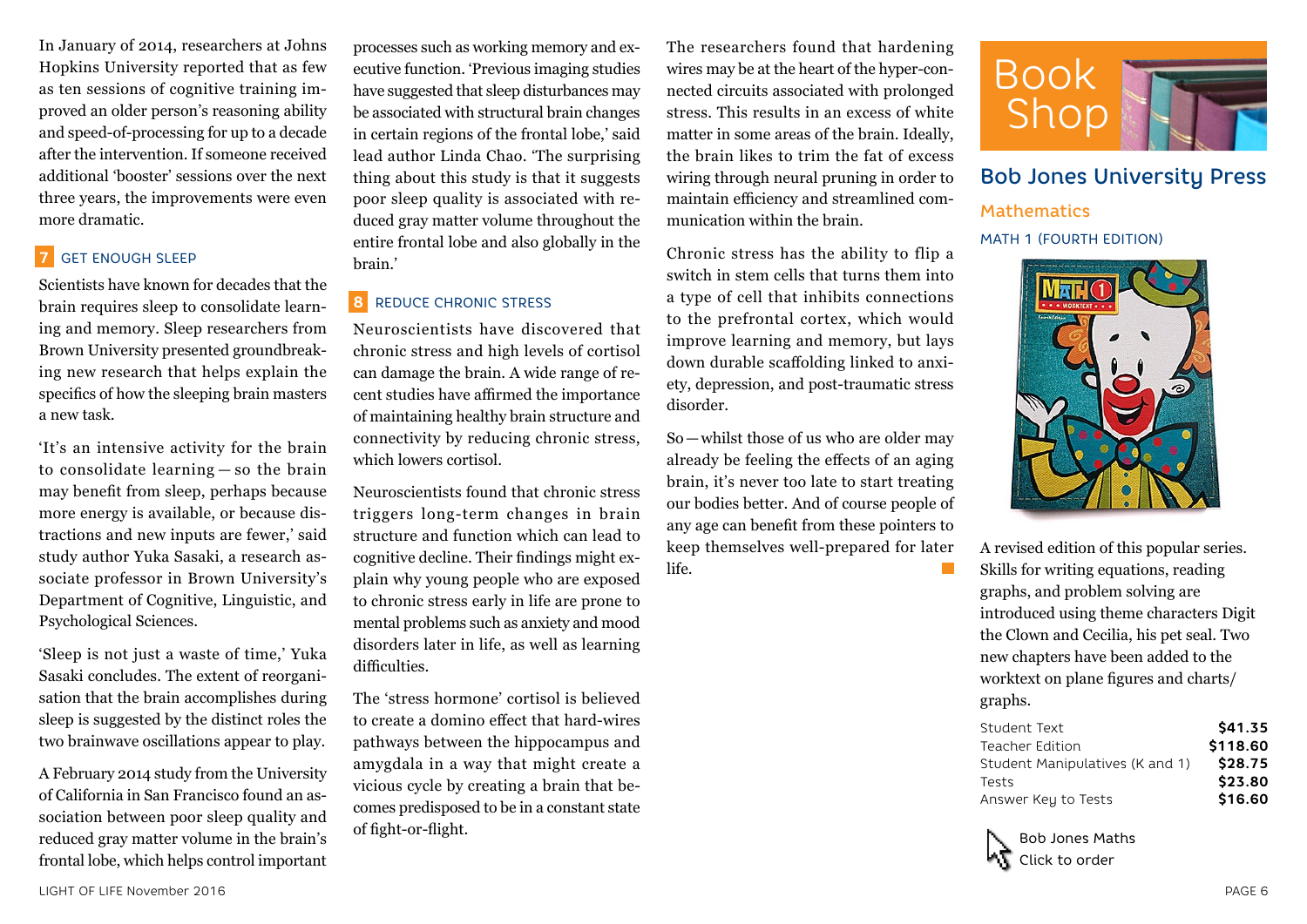In January of 2014, researchers at Johns Hopkins University reported that as few as ten sessions of cognitive training improved an older person's reasoning ability and speed-of-processing for up to a decade after the intervention. If someone received additional 'booster' sessions over the next three years, the improvements were even more dramatic.

## 7 GET ENOUGH SLEEP

Scientists have known for decades that the brain requires sleep to consolidate learning and memory. Sleep researchers from Brown University presented groundbreaking new research that helps explain the specifics of how the sleeping brain masters a new task.

'It's an intensive activity for the brain to consolidate learning — so the brain may benefit from sleep, perhaps because more energy is available, or because distractions and new inputs are fewer,' said study author Yuka Sasaki, a research associate professor in Brown University's Department of Cognitive, Linguistic, and Psychological Sciences.

'Sleep is not just a waste of time,' Yuka Sasaki concludes. The extent of reorganisation that the brain accomplishes during sleep is suggested by the distinct roles the two brainwave oscillations appear to play.

A February 2014 study from the University of California in San Francisco found an association between poor sleep quality and reduced gray matter volume in the brain's frontal lobe, which helps control important processes such as working memory and executive function. 'Previous imaging studies have suggested that sleep disturbances may be associated with structural brain changes in certain regions of the frontal lobe,' said lead author Linda Chao. 'The surprising thing about this study is that it suggests poor sleep quality is associated with reduced gray matter volume throughout the entire frontal lobe and also globally in the brain.'

## 8 REDUCE CHRONIC STRESS

Neuroscientists have discovered that chronic stress and high levels of cortisol can damage the brain. A wide range of recent studies have affirmed the importance of maintaining healthy brain structure and connectivity by reducing chronic stress, which lowers cortisol.

Neuroscientists found that chronic stress triggers long-term changes in brain structure and function which can lead to cognitive decline. Their findings might explain why young people who are exposed to chronic stress early in life are prone to mental problems such as anxiety and mood disorders later in life, as well as learning difficulties.

The 'stress hormone' cortisol is believed to create a domino effect that hard-wires pathways between the hippocampus and amygdala in a way that might create a vicious cycle by creating a brain that becomes predisposed to be in a constant state of fight-or-flight.

The researchers found that hardening wires may be at the heart of the hyper-connected circuits associated with prolonged stress. This results in an excess of white matter in some areas of the brain. Ideally, the brain likes to trim the fat of excess wiring through neural pruning in order to maintain efficiency and streamlined communication within the brain.

Chronic stress has the ability to flip a switch in stem cells that turns them into a type of cell that inhibits connections to the prefrontal cortex, which would improve learning and memory, but lays down durable scaffolding linked to anxiety, depression, and post-traumatic stress disorder.

So — whilst those of us who are older may already be feeling the effects of an aging brain, it's never too late to start treating our bodies better. And of course people of any age can benefit from these pointers to keep themselves well-prepared for later life.

# Book Shop

## Bob Jones University Press

### Mathematics

MATH 1 (FOURTH EDITION)

A revised edition of this popular series. Skills for writing equations, reading graphs, and problem solving are introduced using theme characters Digit the Clown and Cecilia, his pet seal. Two new chapters have been added to the worktext on plane figures and charts/graphs.

| Item | Price |
| --- | --- |
| Student Text | **$41.35** |
| Teacher Edition | **$118.60** |
| Student Manipulatives (K and 1) | **$28.75** |
| Tests | **$23.80** |
| Answer Key to Tests | **$16.60** |

Bob Jones Maths
Click to order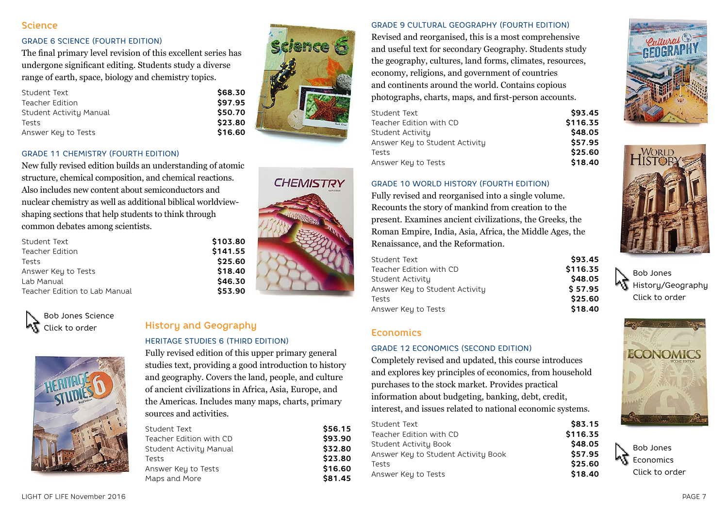## Science

### GRADE 6 SCIENCE (FOURTH EDITION)

The final primary level revision of this excellent series has undergone significant editing. Students study a diverse range of earth, space, biology and chemistry topics.

| Item | Price |
|---|---|
| Student Text | $68.30 |
| Teacher Edition | $97.95 |
| Student Activity Manual | $50.70 |
| Tests | $23.80 |
| Answer Key to Tests | $16.60 |

### GRADE 11 CHEMISTRY (FOURTH EDITION)

New fully revised edition builds an understanding of atomic structure, chemical composition, and chemical reactions. Also includes new content about semiconductors and nuclear chemistry as well as additional biblical worldview-shaping sections that help students to think through common debates among scientists.

| Item | Price |
|---|---|
| Student Text | $103.80 |
| Teacher Edition | $141.55 |
| Tests | $25.60 |
| Answer Key to Tests | $18.40 |
| Lab Manual | $46.30 |
| Teacher Edition to Lab Manual | $53.90 |

Bob Jones Science
Click to order

## History and Geography

### HERITAGE STUDIES 6 (THIRD EDITION)

Fully revised edition of this upper primary general studies text, providing a good introduction to history and geography. Covers the land, people, and culture of ancient civilizations in Africa, Asia, Europe, and the Americas. Includes many maps, charts, primary sources and activities.

| Item | Price |
|---|---|
| Student Text | $56.15 |
| Teacher Edition with CD | $93.90 |
| Student Activity Manual | $32.80 |
| Tests | $23.80 |
| Answer Key to Tests | $16.60 |
| Maps and More | $81.45 |

### GRADE 9 CULTURAL GEOGRAPHY (FOURTH EDITION)

Revised and reorganised, this is a most comprehensive and useful text for secondary Geography. Students study the geography, cultures, land forms, climates, resources, economy, religions, and government of countries and continents around the world. Contains copious photographs, charts, maps, and first-person accounts.

| Item | Price |
|---|---|
| Student Text | $93.45 |
| Teacher Edition with CD | $116.35 |
| Student Activity | $48.05 |
| Answer Key to Student Activity | $57.95 |
| Tests | $25.60 |
| Answer Key to Tests | $18.40 |

### GRADE 10 WORLD HISTORY (FOURTH EDITION)

Fully revised and reorganised into a single volume. Recounts the story of mankind from creation to the present. Examines ancient civilizations, the Greeks, the Roman Empire, India, Asia, Africa, the Middle Ages, the Renaissance, and the Reformation.

| Item | Price |
|---|---|
| Student Text | $93.45 |
| Teacher Edition with CD | $116.35 |
| Student Activity | $48.05 |
| Answer Key to Student Activity | $ 57.95 |
| Tests | $25.60 |
| Answer Key to Tests | $18.40 |

Bob Jones
History/Geography
Click to order

## Economics

### GRADE 12 ECONOMICS (SECOND EDITION)

Completely revised and updated, this course introduces and explores key principles of economics, from household purchases to the stock market. Provides practical information about budgeting, banking, debt, credit, interest, and issues related to national economic systems.

| Item | Price |
|---|---|
| Student Text | $83.15 |
| Teacher Edition with CD | $116.35 |
| Student Activity Book | $48.05 |
| Answer Key to Student Activity Book | $57.95 |
| Tests | $25.60 |
| Answer Key to Tests | $18.40 |

Bob Jones
Economics
Click to order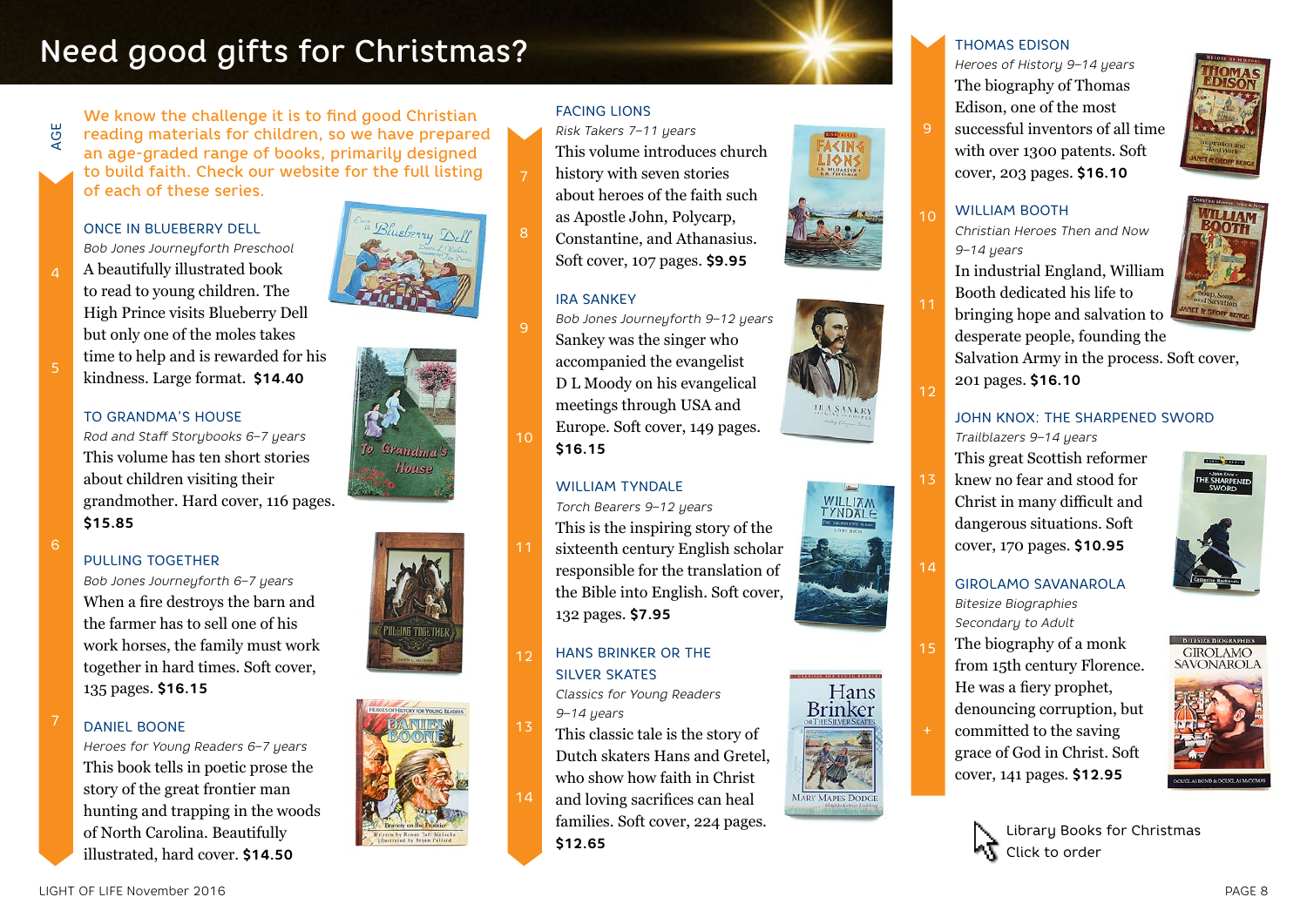# Need good gifts for Christmas?

We know the challenge it is to find good Christian reading materials for children, so we have prepared an age-graded range of books, primarily designed to build faith. Check our website for the full listing of each of these series.

### ONCE IN BLUEBERRY DELL

*Bob Jones Journeyforth Preschool*

A beautifully illustrated book to read to young children. The High Prince visits Blueberry Dell but only one of the moles takes time to help and is rewarded for his kindness. Large format. **$14.40**

### TO GRANDMA'S HOUSE

*Rod and Staff Storybooks 6–7 years*

This volume has ten short stories about children visiting their grandmother. Hard cover, 116 pages. **$15.85**

### PULLING TOGETHER

*Bob Jones Journeyforth 6–7 years*

When a fire destroys the barn and the farmer has to sell one of his work horses, the family must work together in hard times. Soft cover, 135 pages. **$16.15**

### DANIEL BOONE

*Heroes for Young Readers 6–7 years*

This book tells in poetic prose the story of the great frontier man hunting and trapping in the woods of North Carolina. Beautifully illustrated, hard cover. **$14.50**

### FACING LIONS

*Risk Takers 7–11 years*

This volume introduces church history with seven stories about heroes of the faith such as Apostle John, Polycarp, Constantine, and Athanasius. Soft cover, 107 pages. **$9.95**

### IRA SANKEY

*Bob Jones Journeyforth 9–12 years*

Sankey was the singer who accompanied the evangelist D L Moody on his evangelical meetings through USA and Europe. Soft cover, 149 pages. **$16.15**

### WILLIAM TYNDALE

*Torch Bearers 9–12 years*

This is the inspiring story of the sixteenth century English scholar responsible for the translation of the Bible into English. Soft cover, 132 pages. **$7.95**

### HANS BRINKER OR THE SILVER SKATES

*Classics for Young Readers 9–14 years*

This classic tale is the story of Dutch skaters Hans and Gretel, who show how faith in Christ and loving sacrifices can heal families. Soft cover, 224 pages. **$12.65**

### THOMAS EDISON

*Heroes of History 9–14 years*

The biography of Thomas Edison, one of the most successful inventors of all time with over 1300 patents. Soft cover, 203 pages. **$16.10**

### WILLIAM BOOTH

*Christian Heroes Then and Now 9–14 years*

In industrial England, William Booth dedicated his life to bringing hope and salvation to desperate people, founding the Salvation Army in the process. Soft cover, 201 pages. **$16.10**

### JOHN KNOX: THE SHARPENED SWORD

*Trailblazers 9–14 years*

This great Scottish reformer knew no fear and stood for Christ in many difficult and dangerous situations. Soft cover, 170 pages. **$10.95**

### GIROLAMO SAVANAROLA

*Bitesize Biographies Secondary to Adult*

The biography of a monk from 15th century Florence. He was a fiery prophet, denouncing corruption, but committed to the saving grace of God in Christ. Soft cover, 141 pages. **$12.95**

Library Books for Christmas
Click to order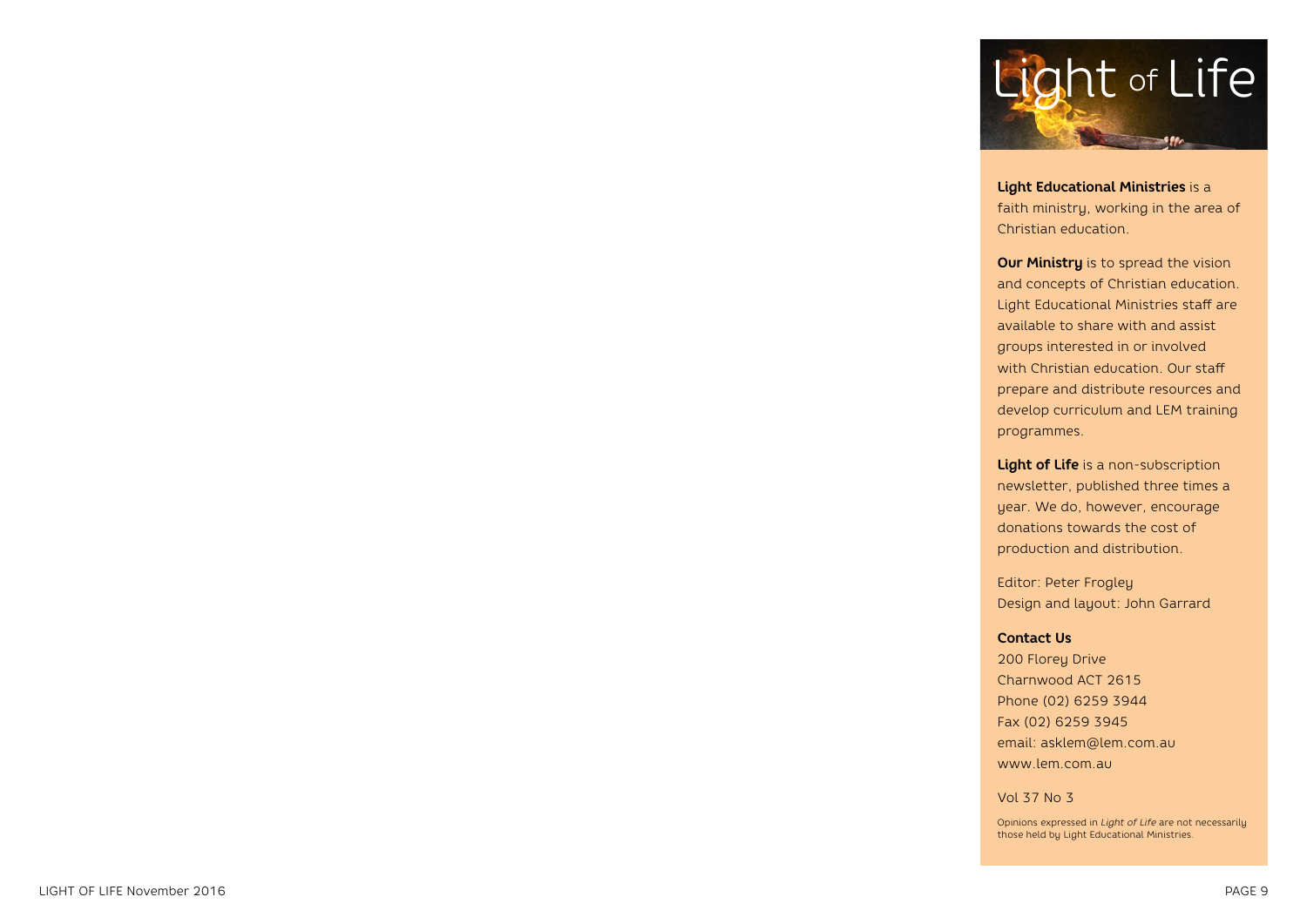# Light of Life

**Light Educational Ministries** is a faith ministry, working in the area of Christian education.

**Our Ministry** is to spread the vision and concepts of Christian education. Light Educational Ministries staff are available to share with and assist groups interested in or involved with Christian education. Our staff prepare and distribute resources and develop curriculum and LEM training programmes.

**Light of Life** is a non-subscription newsletter, published three times a year. We do, however, encourage donations towards the cost of production and distribution.

Editor: Peter Frogley
Design and layout: John Garrard

**Contact Us**
200 Florey Drive
Charnwood ACT 2615
Phone (02) 6259 3944
Fax (02) 6259 3945
email: asklem@lem.com.au
www.lem.com.au

Vol 37 No 3

Opinions expressed in *Light of Life* are not necessarily those held by Light Educational Ministries.